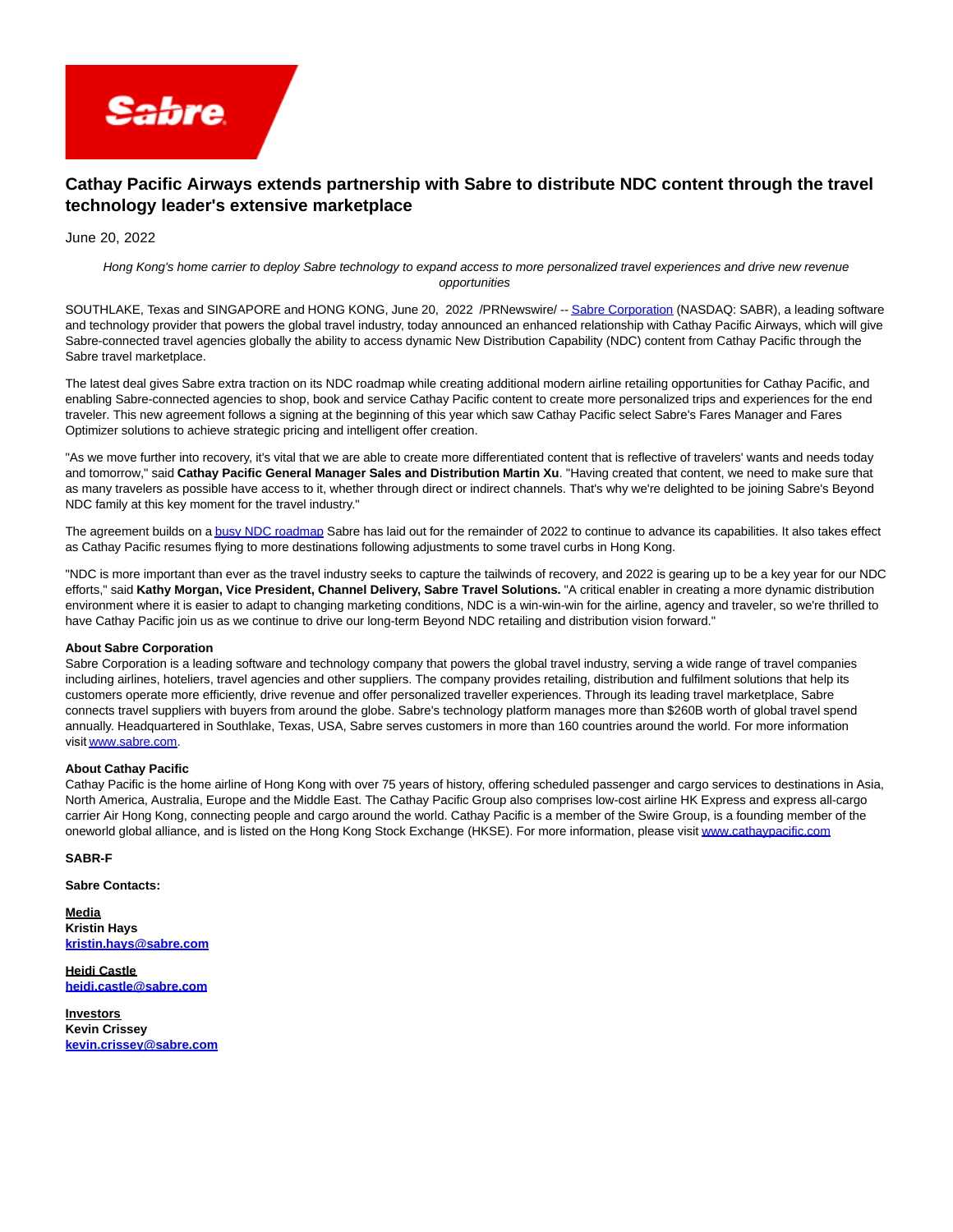# Cathay Pacific Airways extends partnership with Sabre to distribute NDC content through the travel technology leader's extensive marketplace

June 20, 2022

*Hong Kong's home carrier to deploy Sabre technology to expand access to more personalized travel experiences and drive new revenue opportunities*

SOUTHLAKE, Texas and SINGAPORE and HONG KONG, June 20, 2022 /PRNewswire/ -- Sabre Corporation (NASDAQ: SABR), a leading software and technology provider that powers the global travel industry, today announced an enhanced relationship with Cathay Pacific Airways, which will give Sabre-connected travel agencies globally the ability to access dynamic New Distribution Capability (NDC) content from Cathay Pacific through the Sabre travel marketplace.

The latest deal gives Sabre extra traction on its NDC roadmap while creating additional modern airline retailing opportunities for Cathay Pacific, and enabling Sabre-connected agencies to shop, book and service Cathay Pacific content to create more personalized trips and experiences for the end traveler. This new agreement follows a signing at the beginning of this year which saw Cathay Pacific select Sabre's Fares Manager and Fares Optimizer solutions to achieve strategic pricing and intelligent offer creation.

"As we move further into recovery, it's vital that we are able to create more differentiated content that is reflective of travelers' wants and needs today and tomorrow," said **Cathay Pacific General Manager Sales and Distribution Martin Xu**. "Having created that content, we need to make sure that as many travelers as possible have access to it, whether through direct or indirect channels. That's why we're delighted to be joining Sabre's Beyond NDC family at this key moment for the travel industry."

The agreement builds on a busy NDC roadmap Sabre has laid out for the remainder of 2022 to continue to advance its capabilities. It also takes effect as Cathay Pacific resumes flying to more destinations following adjustments to some travel curbs in Hong Kong.

"NDC is more important than ever as the travel industry seeks to capture the tailwinds of recovery, and 2022 is gearing up to be a key year for our NDC efforts," said **Kathy Morgan, Vice President, Channel Delivery, Sabre Travel Solutions.** "A critical enabler in creating a more dynamic distribution environment where it is easier to adapt to changing marketing conditions, NDC is a win-win-win for the airline, agency and traveler, so we're thrilled to have Cathay Pacific join us as we continue to drive our long-term Beyond NDC retailing and distribution vision forward."

**About Sabre Corporation**

Sabre Corporation is a leading software and technology company that powers the global travel industry, serving a wide range of travel companies including airlines, hoteliers, travel agencies and other suppliers. The company provides retailing, distribution and fulfilment solutions that help its customers operate more efficiently, drive revenue and offer personalized traveller experiences. Through its leading travel marketplace, Sabre connects travel suppliers with buyers from around the globe. Sabre's technology platform manages more than $260B worth of global travel spend annually. Headquartered in Southlake, Texas, USA, Sabre serves customers in more than 160 countries around the world. For more information visit www.sabre.com.

**About Cathay Pacific**

Cathay Pacific is the home airline of Hong Kong with over 75 years of history, offering scheduled passenger and cargo services to destinations in Asia, North America, Australia, Europe and the Middle East. The Cathay Pacific Group also comprises low-cost airline HK Express and express all-cargo carrier Air Hong Kong, connecting people and cargo around the world. Cathay Pacific is a member of the Swire Group, is a founding member of the oneworld global alliance, and is listed on the Hong Kong Stock Exchange (HKSE). For more information, please visit www.cathaypacific.com

**SABR-F**

**Sabre Contacts:**

**Media**
**Kristin Hays**
**kristin.hays@sabre.com**

**Heidi Castle**
**heidi.castle@sabre.com**

**Investors**
**Kevin Crissey**
**kevin.crissey@sabre.com**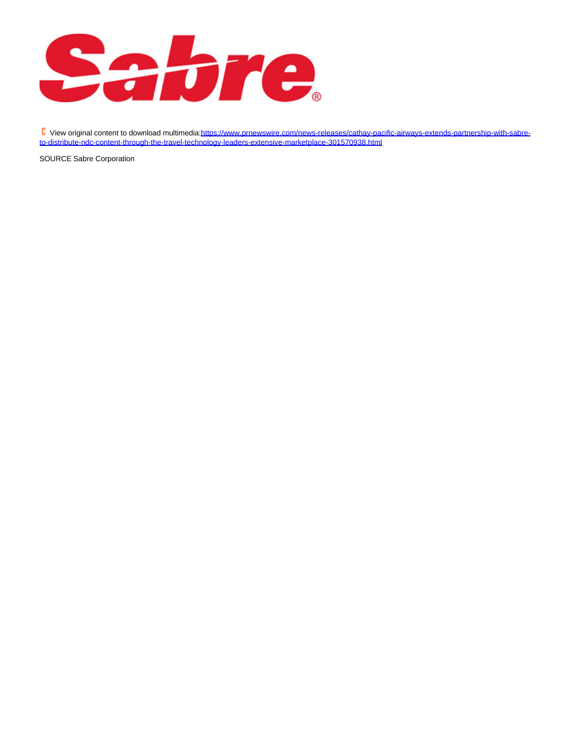View original content to download multimedia:https://www.prnewswire.com/news-releases/cathay-pacific-airways-extends-partnership-with-sabre-to-distribute-ndc-content-through-the-travel-technology-leaders-extensive-marketplace-301570938.html

SOURCE Sabre Corporation